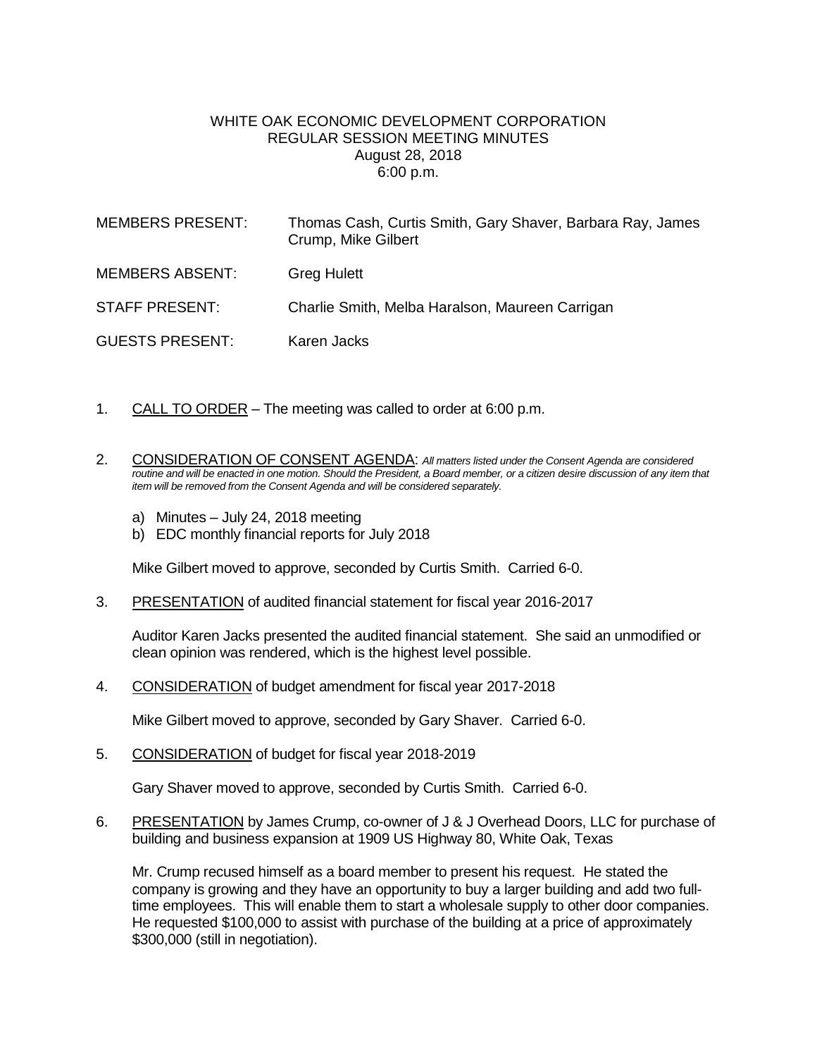# WHITE OAK ECONOMIC DEVELOPMENT CORPORATION
## REGULAR SESSION MEETING MINUTES
August 28, 2018
6:00 p.m.

MEMBERS PRESENT: Thomas Cash, Curtis Smith, Gary Shaver, Barbara Ray, James Crump, Mike Gilbert

MEMBERS ABSENT: Greg Hulett

STAFF PRESENT: Charlie Smith, Melba Haralson, Maureen Carrigan

GUESTS PRESENT: Karen Jacks

1. CALL TO ORDER – The meeting was called to order at 6:00 p.m.

2. CONSIDERATION OF CONSENT AGENDA: *All matters listed under the Consent Agenda are considered routine and will be enacted in one motion. Should the President, a Board member, or a citizen desire discussion of any item that item will be removed from the Consent Agenda and will be considered separately.*

   a) Minutes – July 24, 2018 meeting
   b) EDC monthly financial reports for July 2018

   Mike Gilbert moved to approve, seconded by Curtis Smith. Carried 6-0.

3. PRESENTATION of audited financial statement for fiscal year 2016-2017

   Auditor Karen Jacks presented the audited financial statement. She said an unmodified or clean opinion was rendered, which is the highest level possible.

4. CONSIDERATION of budget amendment for fiscal year 2017-2018

   Mike Gilbert moved to approve, seconded by Gary Shaver. Carried 6-0.

5. CONSIDERATION of budget for fiscal year 2018-2019

   Gary Shaver moved to approve, seconded by Curtis Smith. Carried 6-0.

6. PRESENTATION by James Crump, co-owner of J & J Overhead Doors, LLC for purchase of building and business expansion at 1909 US Highway 80, White Oak, Texas

   Mr. Crump recused himself as a board member to present his request. He stated the company is growing and they have an opportunity to buy a larger building and add two full-time employees. This will enable them to start a wholesale supply to other door companies. He requested $100,000 to assist with purchase of the building at a price of approximately $300,000 (still in negotiation).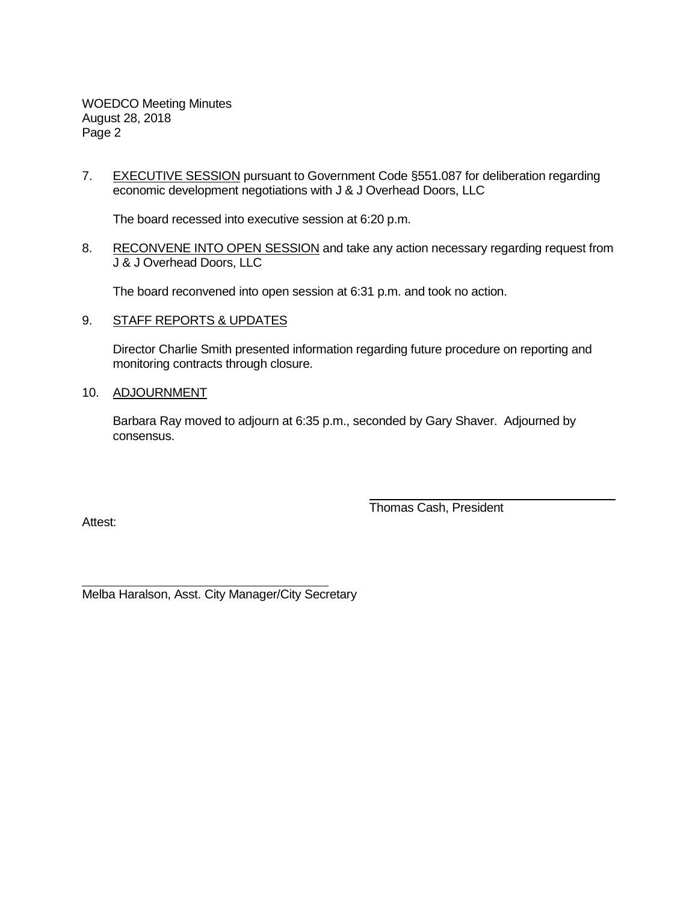7. EXECUTIVE SESSION pursuant to Government Code §551.087 for deliberation regarding economic development negotiations with J & J Overhead Doors, LLC

   The board recessed into executive session at 6:20 p.m.

8. RECONVENE INTO OPEN SESSION and take any action necessary regarding request from J & J Overhead Doors, LLC

   The board reconvened into open session at 6:31 p.m. and took no action.

9. STAFF REPORTS & UPDATES

   Director Charlie Smith presented information regarding future procedure on reporting and monitoring contracts through closure.

10. ADJOURNMENT

    Barbara Ray moved to adjourn at 6:35 p.m., seconded by Gary Shaver. Adjourned by consensus.

Thomas Cash, President

Attest:

Melba Haralson, Asst. City Manager/City Secretary